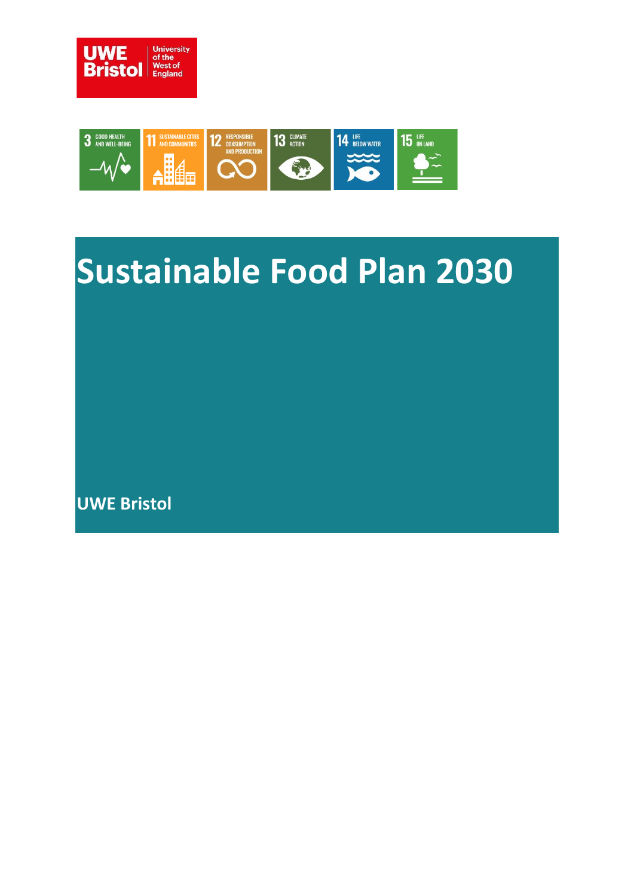# Sustainable Food Plan 2030

**UWE Bristol**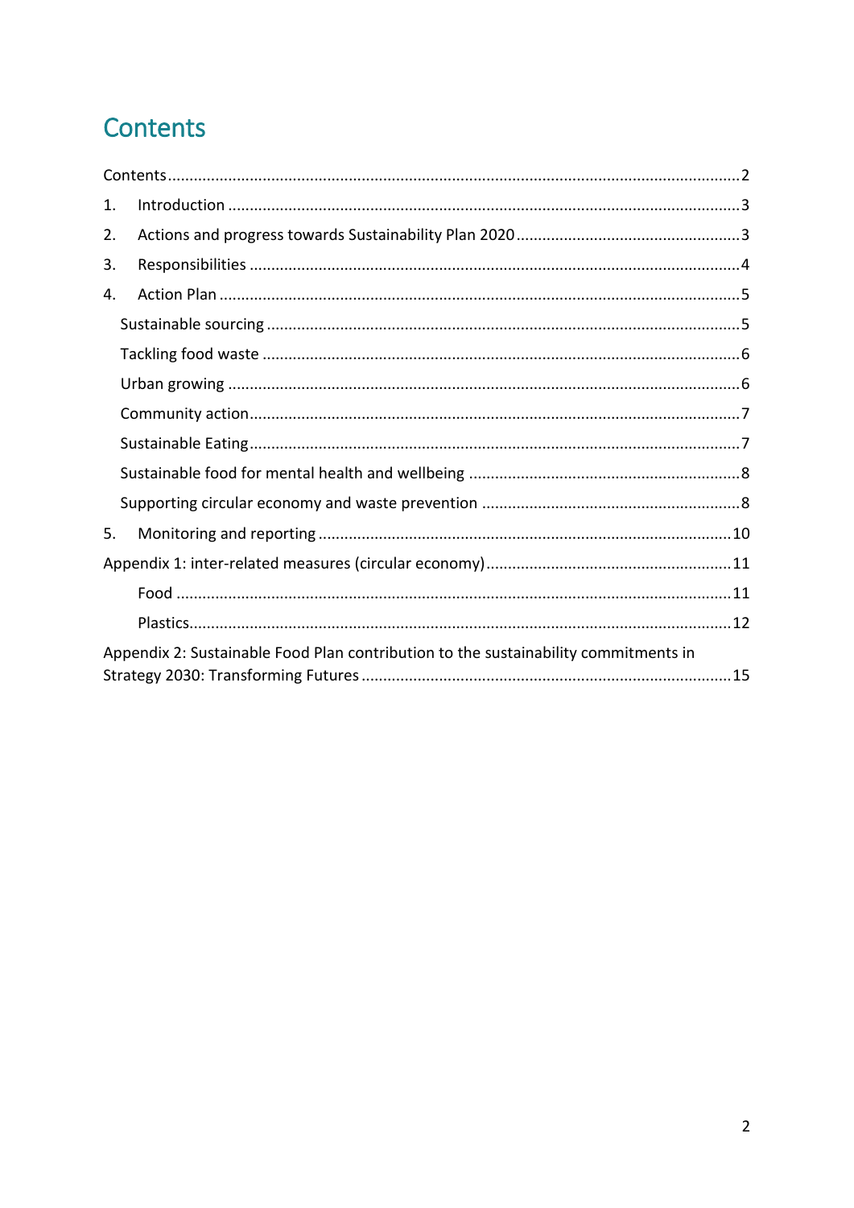# Contents

Contents .......... 2

1. Introduction .......... 3
2. Actions and progress towards Sustainability Plan 2020 .......... 3
3. Responsibilities .......... 4
4. Action Plan .......... 5
   - Sustainable sourcing .......... 5
   - Tackling food waste .......... 6
   - Urban growing .......... 6
   - Community action .......... 7
   - Sustainable Eating .......... 7
   - Sustainable food for mental health and wellbeing .......... 8
   - Supporting circular economy and waste prevention .......... 8
5. Monitoring and reporting .......... 10

Appendix 1: inter-related measures (circular economy) .......... 11

- Food .......... 11
- Plastics .......... 12

Appendix 2: Sustainable Food Plan contribution to the sustainability commitments in Strategy 2030: Transforming Futures .......... 15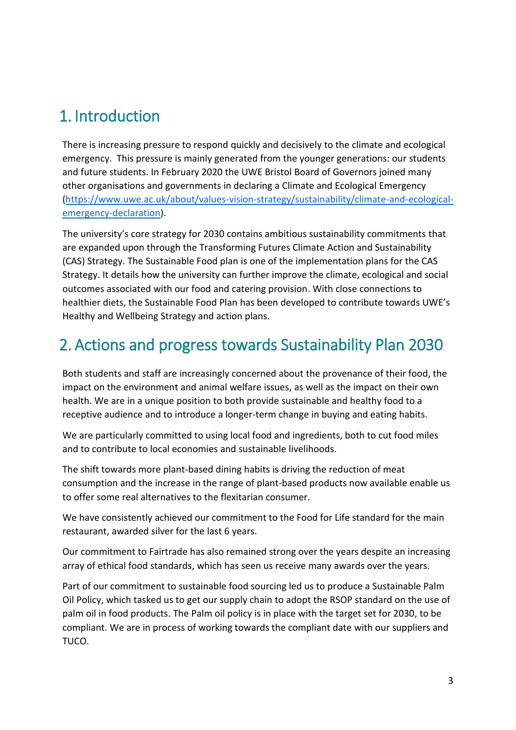# 1. Introduction

There is increasing pressure to respond quickly and decisively to the climate and ecological emergency. This pressure is mainly generated from the younger generations: our students and future students. In February 2020 the UWE Bristol Board of Governors joined many other organisations and governments in declaring a Climate and Ecological Emergency (https://www.uwe.ac.uk/about/values-vision-strategy/sustainability/climate-and-ecological-emergency-declaration).

The university's core strategy for 2030 contains ambitious sustainability commitments that are expanded upon through the Transforming Futures Climate Action and Sustainability (CAS) Strategy. The Sustainable Food plan is one of the implementation plans for the CAS Strategy. It details how the university can further improve the climate, ecological and social outcomes associated with our food and catering provision. With close connections to healthier diets, the Sustainable Food Plan has been developed to contribute towards UWE's Healthy and Wellbeing Strategy and action plans.

# 2. Actions and progress towards Sustainability Plan 2030

Both students and staff are increasingly concerned about the provenance of their food, the impact on the environment and animal welfare issues, as well as the impact on their own health. We are in a unique position to both provide sustainable and healthy food to a receptive audience and to introduce a longer-term change in buying and eating habits.

We are particularly committed to using local food and ingredients, both to cut food miles and to contribute to local economies and sustainable livelihoods.

The shift towards more plant-based dining habits is driving the reduction of meat consumption and the increase in the range of plant-based products now available enable us to offer some real alternatives to the flexitarian consumer.

We have consistently achieved our commitment to the Food for Life standard for the main restaurant, awarded silver for the last 6 years.

Our commitment to Fairtrade has also remained strong over the years despite an increasing array of ethical food standards, which has seen us receive many awards over the years.

Part of our commitment to sustainable food sourcing led us to produce a Sustainable Palm Oil Policy, which tasked us to get our supply chain to adopt the RSOP standard on the use of palm oil in food products. The Palm oil policy is in place with the target set for 2030, to be compliant. We are in process of working towards the compliant date with our suppliers and TUCO.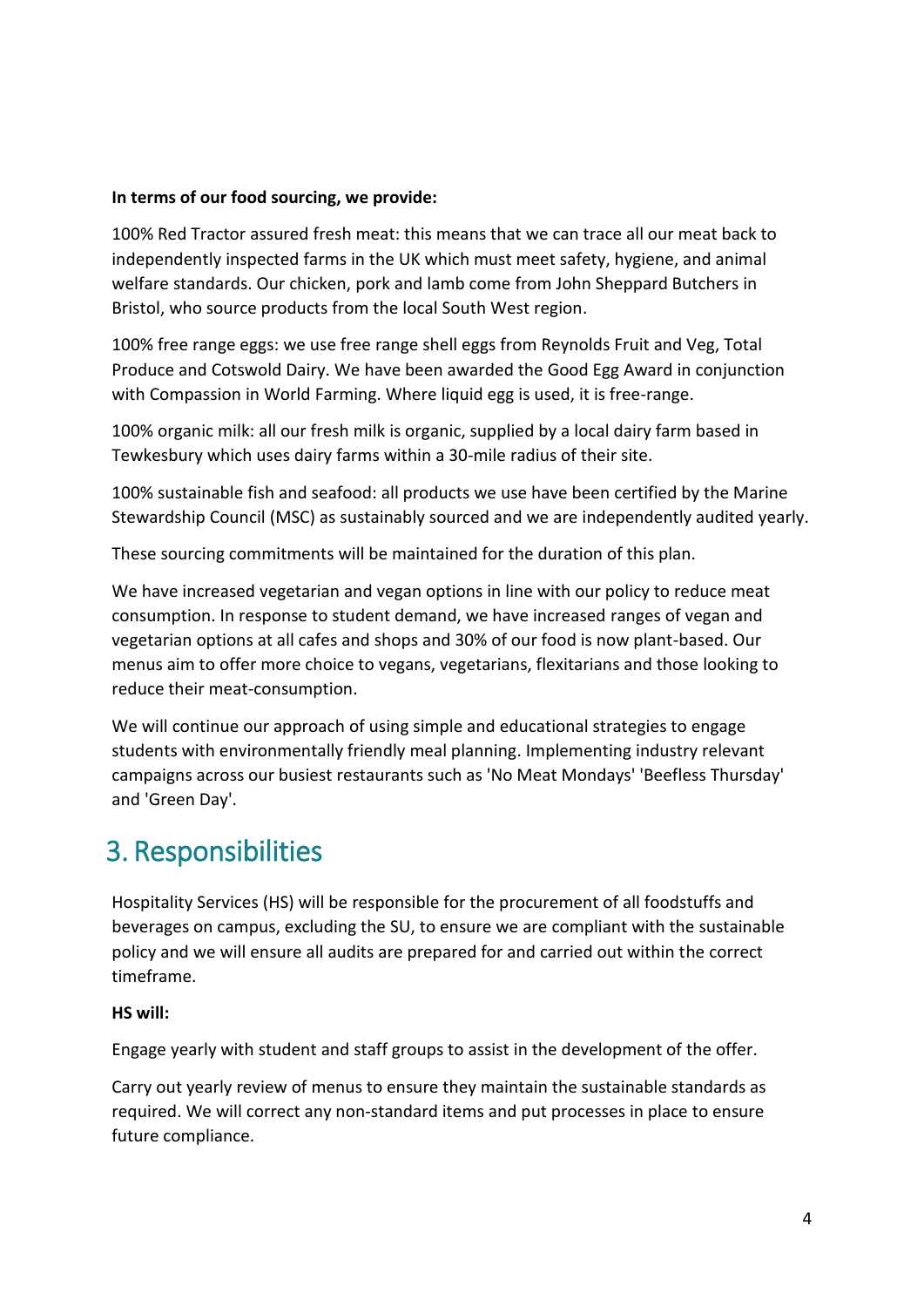**In terms of our food sourcing, we provide:**

100% Red Tractor assured fresh meat: this means that we can trace all our meat back to independently inspected farms in the UK which must meet safety, hygiene, and animal welfare standards. Our chicken, pork and lamb come from John Sheppard Butchers in Bristol, who source products from the local South West region.

100% free range eggs: we use free range shell eggs from Reynolds Fruit and Veg, Total Produce and Cotswold Dairy. We have been awarded the Good Egg Award in conjunction with Compassion in World Farming. Where liquid egg is used, it is free-range.

100% organic milk: all our fresh milk is organic, supplied by a local dairy farm based in Tewkesbury which uses dairy farms within a 30-mile radius of their site.

100% sustainable fish and seafood: all products we use have been certified by the Marine Stewardship Council (MSC) as sustainably sourced and we are independently audited yearly.

These sourcing commitments will be maintained for the duration of this plan.

We have increased vegetarian and vegan options in line with our policy to reduce meat consumption. In response to student demand, we have increased ranges of vegan and vegetarian options at all cafes and shops and 30% of our food is now plant-based. Our menus aim to offer more choice to vegans, vegetarians, flexitarians and those looking to reduce their meat-consumption.

We will continue our approach of using simple and educational strategies to engage students with environmentally friendly meal planning. Implementing industry relevant campaigns across our busiest restaurants such as 'No Meat Mondays' 'Beefless Thursday' and 'Green Day'.

## 3. Responsibilities

Hospitality Services (HS) will be responsible for the procurement of all foodstuffs and beverages on campus, excluding the SU, to ensure we are compliant with the sustainable policy and we will ensure all audits are prepared for and carried out within the correct timeframe.

**HS will:**

Engage yearly with student and staff groups to assist in the development of the offer.

Carry out yearly review of menus to ensure they maintain the sustainable standards as required. We will correct any non-standard items and put processes in place to ensure future compliance.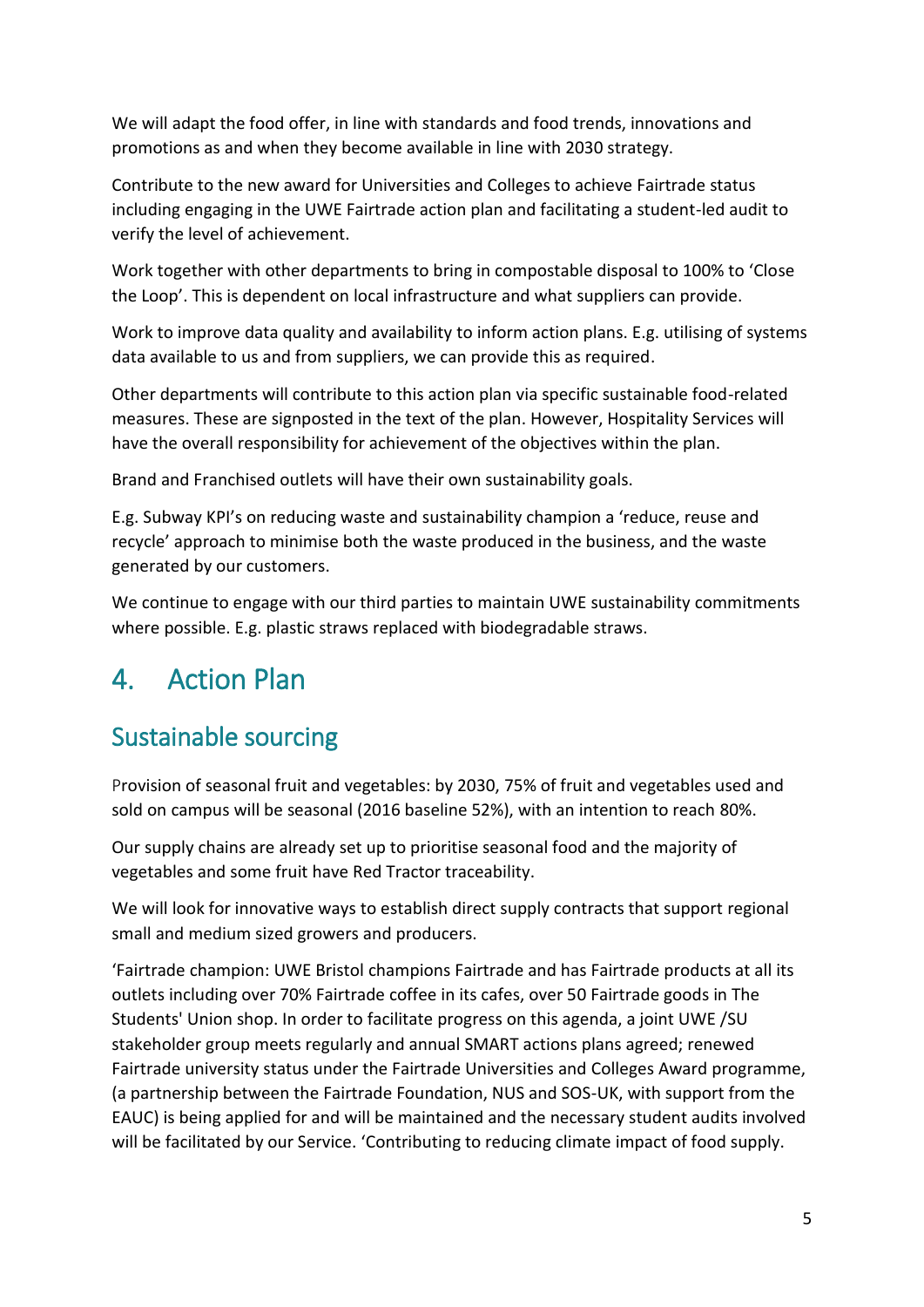We will adapt the food offer, in line with standards and food trends, innovations and promotions as and when they become available in line with 2030 strategy.

Contribute to the new award for Universities and Colleges to achieve Fairtrade status including engaging in the UWE Fairtrade action plan and facilitating a student-led audit to verify the level of achievement.

Work together with other departments to bring in compostable disposal to 100% to 'Close the Loop'. This is dependent on local infrastructure and what suppliers can provide.

Work to improve data quality and availability to inform action plans. E.g. utilising of systems data available to us and from suppliers, we can provide this as required.

Other departments will contribute to this action plan via specific sustainable food-related measures. These are signposted in the text of the plan. However, Hospitality Services will have the overall responsibility for achievement of the objectives within the plan.

Brand and Franchised outlets will have their own sustainability goals.

E.g. Subway KPI's on reducing waste and sustainability champion a 'reduce, reuse and recycle' approach to minimise both the waste produced in the business, and the waste generated by our customers.

We continue to engage with our third parties to maintain UWE sustainability commitments where possible. E.g. plastic straws replaced with biodegradable straws.

# 4. Action Plan

## Sustainable sourcing

Provision of seasonal fruit and vegetables: by 2030, 75% of fruit and vegetables used and sold on campus will be seasonal (2016 baseline 52%), with an intention to reach 80%.

Our supply chains are already set up to prioritise seasonal food and the majority of vegetables and some fruit have Red Tractor traceability.

We will look for innovative ways to establish direct supply contracts that support regional small and medium sized growers and producers.

'Fairtrade champion: UWE Bristol champions Fairtrade and has Fairtrade products at all its outlets including over 70% Fairtrade coffee in its cafes, over 50 Fairtrade goods in The Students' Union shop. In order to facilitate progress on this agenda, a joint UWE /SU stakeholder group meets regularly and annual SMART actions plans agreed; renewed Fairtrade university status under the Fairtrade Universities and Colleges Award programme, (a partnership between the Fairtrade Foundation, NUS and SOS-UK, with support from the EAUC) is being applied for and will be maintained and the necessary student audits involved will be facilitated by our Service. 'Contributing to reducing climate impact of food supply.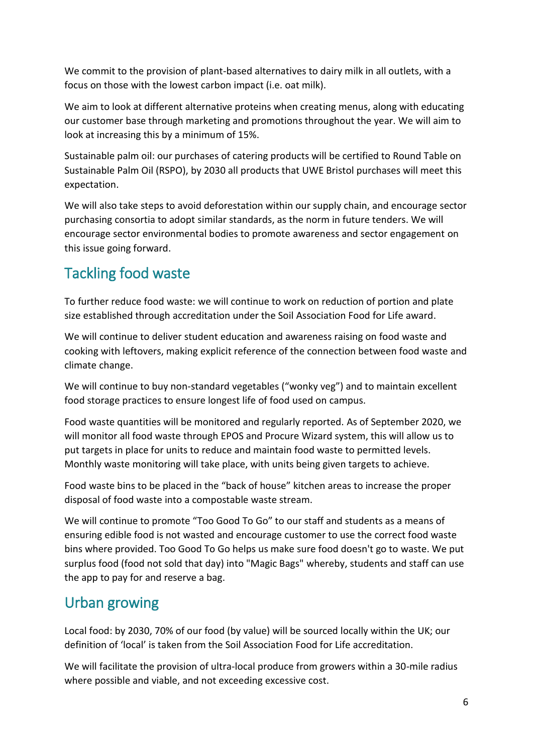We commit to the provision of plant-based alternatives to dairy milk in all outlets, with a focus on those with the lowest carbon impact (i.e. oat milk).

We aim to look at different alternative proteins when creating menus, along with educating our customer base through marketing and promotions throughout the year. We will aim to look at increasing this by a minimum of 15%.

Sustainable palm oil: our purchases of catering products will be certified to Round Table on Sustainable Palm Oil (RSPO), by 2030 all products that UWE Bristol purchases will meet this expectation.

We will also take steps to avoid deforestation within our supply chain, and encourage sector purchasing consortia to adopt similar standards, as the norm in future tenders. We will encourage sector environmental bodies to promote awareness and sector engagement on this issue going forward.

## Tackling food waste

To further reduce food waste: we will continue to work on reduction of portion and plate size established through accreditation under the Soil Association Food for Life award.

We will continue to deliver student education and awareness raising on food waste and cooking with leftovers, making explicit reference of the connection between food waste and climate change.

We will continue to buy non-standard vegetables ("wonky veg") and to maintain excellent food storage practices to ensure longest life of food used on campus.

Food waste quantities will be monitored and regularly reported. As of September 2020, we will monitor all food waste through EPOS and Procure Wizard system, this will allow us to put targets in place for units to reduce and maintain food waste to permitted levels. Monthly waste monitoring will take place, with units being given targets to achieve.

Food waste bins to be placed in the "back of house" kitchen areas to increase the proper disposal of food waste into a compostable waste stream.

We will continue to promote "Too Good To Go" to our staff and students as a means of ensuring edible food is not wasted and encourage customer to use the correct food waste bins where provided. Too Good To Go helps us make sure food doesn't go to waste. We put surplus food (food not sold that day) into "Magic Bags" whereby, students and staff can use the app to pay for and reserve a bag.

## Urban growing

Local food: by 2030, 70% of our food (by value) will be sourced locally within the UK; our definition of 'local' is taken from the Soil Association Food for Life accreditation.

We will facilitate the provision of ultra-local produce from growers within a 30-mile radius where possible and viable, and not exceeding excessive cost.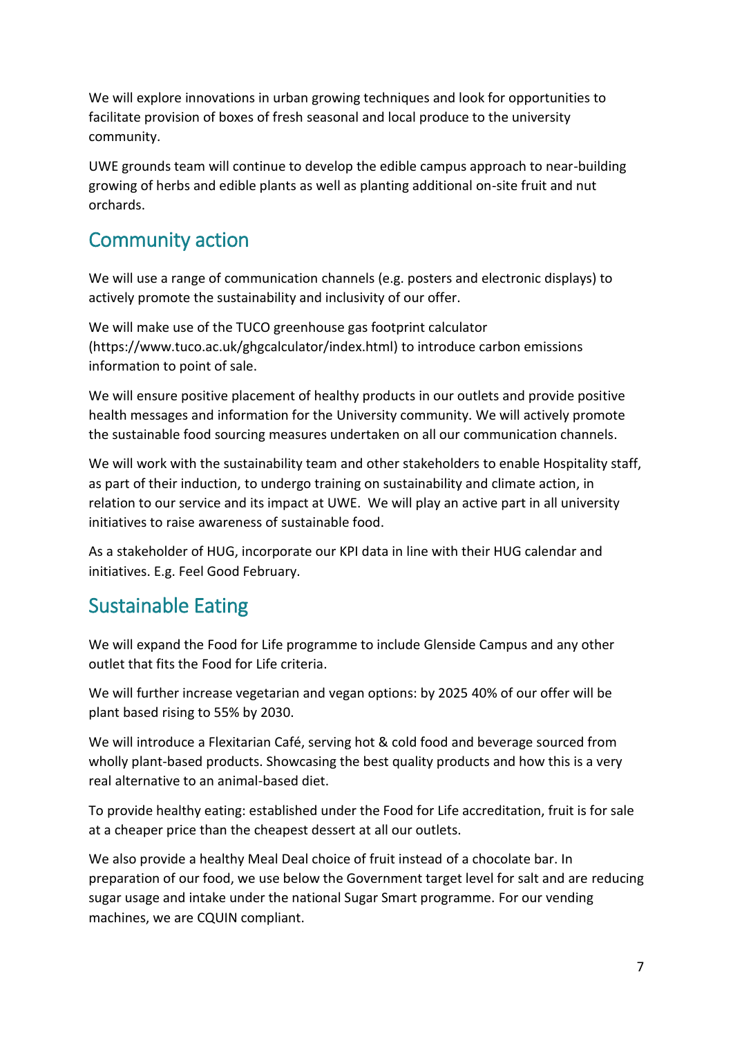We will explore innovations in urban growing techniques and look for opportunities to facilitate provision of boxes of fresh seasonal and local produce to the university community.

UWE grounds team will continue to develop the edible campus approach to near-building growing of herbs and edible plants as well as planting additional on-site fruit and nut orchards.

## Community action

We will use a range of communication channels (e.g. posters and electronic displays) to actively promote the sustainability and inclusivity of our offer.

We will make use of the TUCO greenhouse gas footprint calculator (https://www.tuco.ac.uk/ghgcalculator/index.html) to introduce carbon emissions information to point of sale.

We will ensure positive placement of healthy products in our outlets and provide positive health messages and information for the University community. We will actively promote the sustainable food sourcing measures undertaken on all our communication channels.

We will work with the sustainability team and other stakeholders to enable Hospitality staff, as part of their induction, to undergo training on sustainability and climate action, in relation to our service and its impact at UWE. We will play an active part in all university initiatives to raise awareness of sustainable food.

As a stakeholder of HUG, incorporate our KPI data in line with their HUG calendar and initiatives. E.g. Feel Good February.

## Sustainable Eating

We will expand the Food for Life programme to include Glenside Campus and any other outlet that fits the Food for Life criteria.

We will further increase vegetarian and vegan options: by 2025 40% of our offer will be plant based rising to 55% by 2030.

We will introduce a Flexitarian Café, serving hot & cold food and beverage sourced from wholly plant-based products. Showcasing the best quality products and how this is a very real alternative to an animal-based diet.

To provide healthy eating: established under the Food for Life accreditation, fruit is for sale at a cheaper price than the cheapest dessert at all our outlets.

We also provide a healthy Meal Deal choice of fruit instead of a chocolate bar. In preparation of our food, we use below the Government target level for salt and are reducing sugar usage and intake under the national Sugar Smart programme. For our vending machines, we are CQUIN compliant.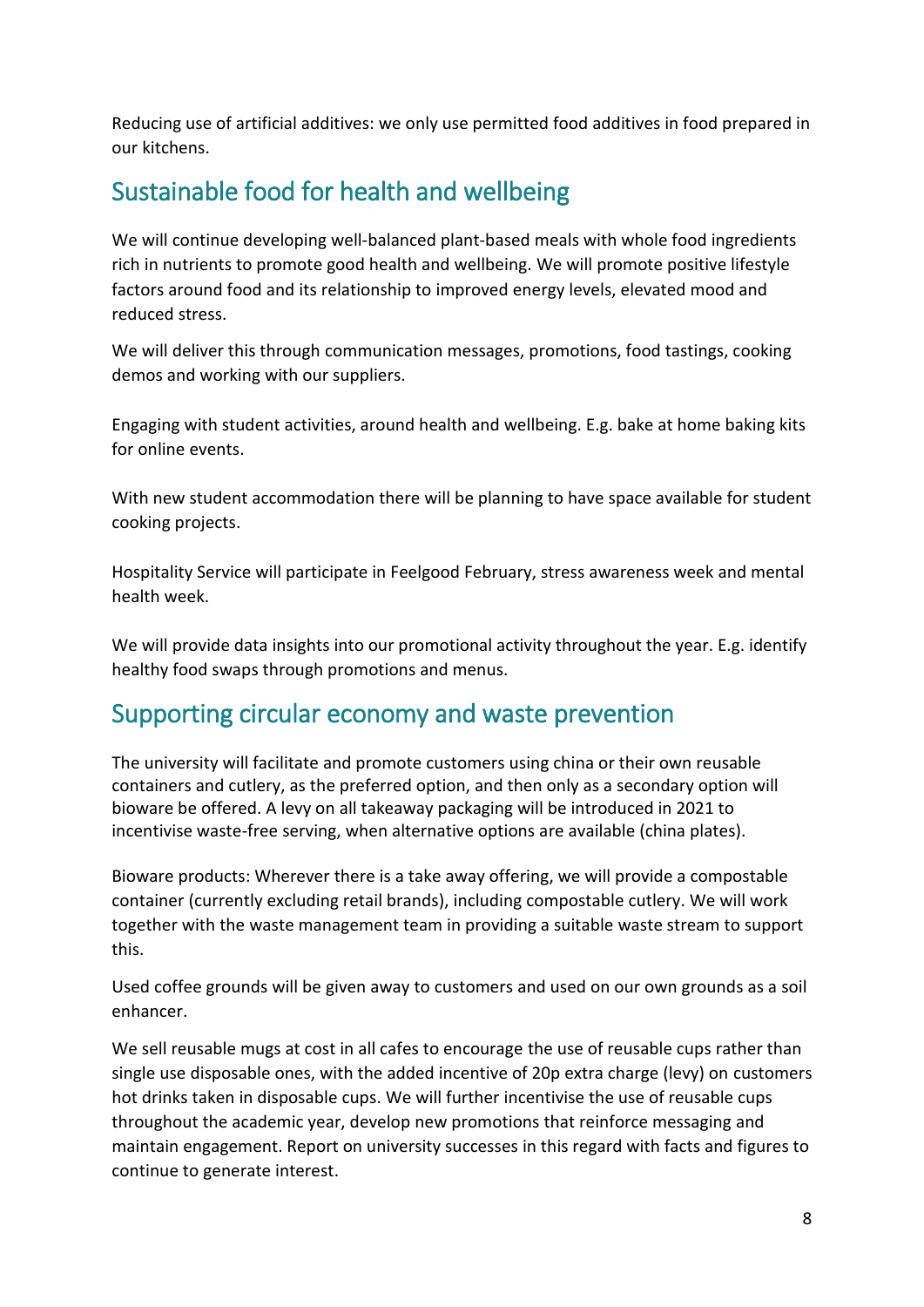Reducing use of artificial additives: we only use permitted food additives in food prepared in our kitchens.

## Sustainable food for health and wellbeing

We will continue developing well-balanced plant-based meals with whole food ingredients rich in nutrients to promote good health and wellbeing. We will promote positive lifestyle factors around food and its relationship to improved energy levels, elevated mood and reduced stress.

We will deliver this through communication messages, promotions, food tastings, cooking demos and working with our suppliers.

Engaging with student activities, around health and wellbeing. E.g. bake at home baking kits for online events.

With new student accommodation there will be planning to have space available for student cooking projects.

Hospitality Service will participate in Feelgood February, stress awareness week and mental health week.

We will provide data insights into our promotional activity throughout the year. E.g. identify healthy food swaps through promotions and menus.

## Supporting circular economy and waste prevention

The university will facilitate and promote customers using china or their own reusable containers and cutlery, as the preferred option, and then only as a secondary option will bioware be offered. A levy on all takeaway packaging will be introduced in 2021 to incentivise waste-free serving, when alternative options are available (china plates).

Bioware products: Wherever there is a take away offering, we will provide a compostable container (currently excluding retail brands), including compostable cutlery. We will work together with the waste management team in providing a suitable waste stream to support this.

Used coffee grounds will be given away to customers and used on our own grounds as a soil enhancer.

We sell reusable mugs at cost in all cafes to encourage the use of reusable cups rather than single use disposable ones, with the added incentive of 20p extra charge (levy) on customers hot drinks taken in disposable cups. We will further incentivise the use of reusable cups throughout the academic year, develop new promotions that reinforce messaging and maintain engagement. Report on university successes in this regard with facts and figures to continue to generate interest.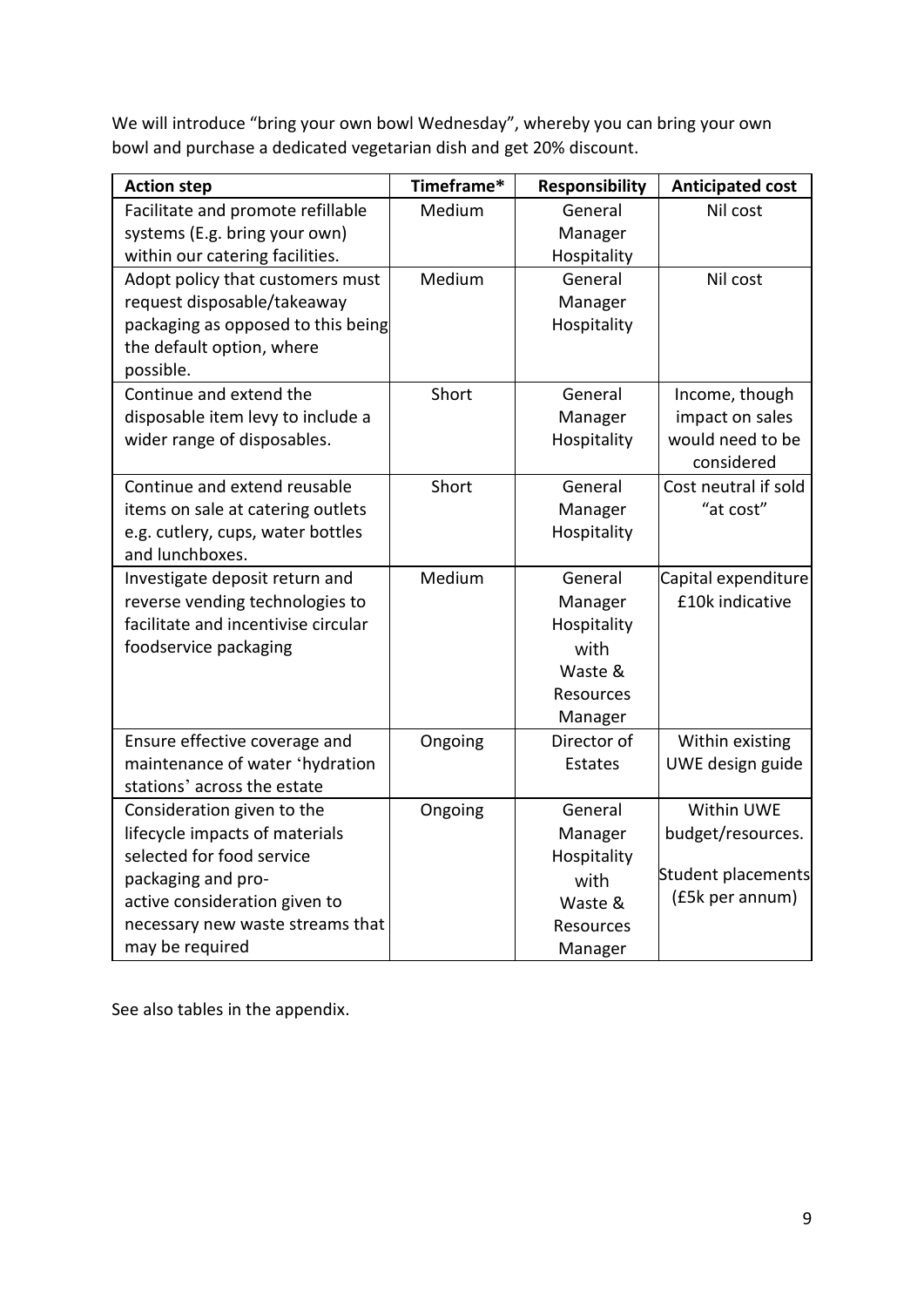We will introduce "bring your own bowl Wednesday", whereby you can bring your own bowl and purchase a dedicated vegetarian dish and get 20% discount.

| Action step | Timeframe* | Responsibility | Anticipated cost |
| --- | --- | --- | --- |
| Facilitate and promote refillable systems (E.g. bring your own) within our catering facilities. | Medium | General Manager Hospitality | Nil cost |
| Adopt policy that customers must request disposable/takeaway packaging as opposed to this being the default option, where possible. | Medium | General Manager Hospitality | Nil cost |
| Continue and extend the disposable item levy to include a wider range of disposables. | Short | General Manager Hospitality | Income, though impact on sales would need to be considered |
| Continue and extend reusable items on sale at catering outlets e.g. cutlery, cups, water bottles and lunchboxes. | Short | General Manager Hospitality | Cost neutral if sold "at cost" |
| Investigate deposit return and reverse vending technologies to facilitate and incentivise circular foodservice packaging | Medium | General Manager Hospitality with Waste & Resources Manager | Capital expenditure £10k indicative |
| Ensure effective coverage and maintenance of water 'hydration stations' across the estate | Ongoing | Director of Estates | Within existing UWE design guide |
| Consideration given to the lifecycle impacts of materials selected for food service packaging and pro-active consideration given to necessary new waste streams that may be required | Ongoing | General Manager Hospitality with Waste & Resources Manager | Within UWE budget/resources. Student placements (£5k per annum) |

See also tables in the appendix.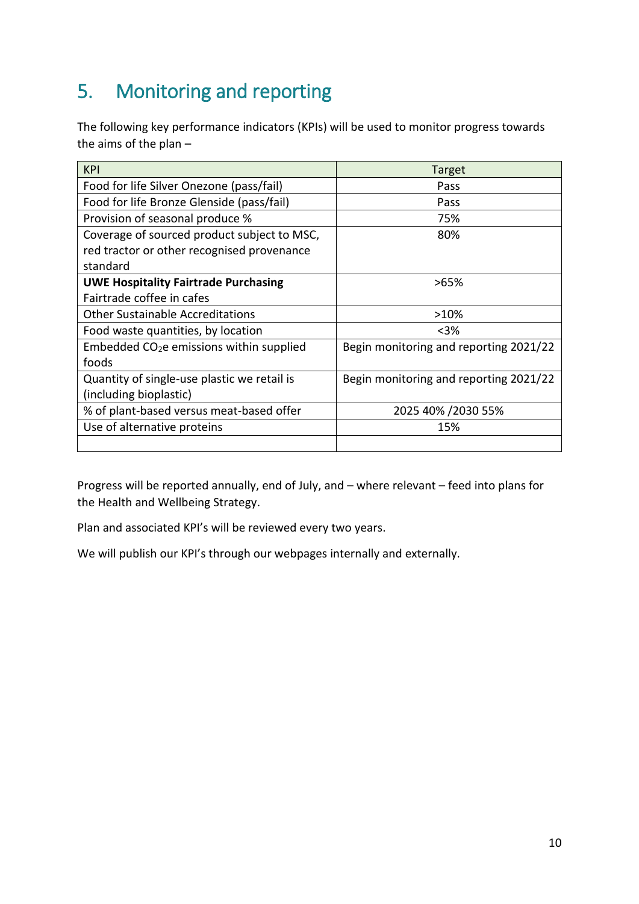## 5. Monitoring and reporting

The following key performance indicators (KPIs) will be used to monitor progress towards the aims of the plan –

| KPI | Target |
|---|---|
| Food for life Silver Onezone (pass/fail) | Pass |
| Food for life Bronze Glenside (pass/fail) | Pass |
| Provision of seasonal produce % | 75% |
| Coverage of sourced product subject to MSC, red tractor or other recognised provenance standard | 80% |
| **UWE Hospitality Fairtrade Purchasing** Fairtrade coffee in cafes | >65% |
| Other Sustainable Accreditations | >10% |
| Food waste quantities, by location | <3% |
| Embedded $CO_2e$ emissions within supplied foods | Begin monitoring and reporting 2021/22 |
| Quantity of single-use plastic we retail is (including bioplastic) | Begin monitoring and reporting 2021/22 |
| % of plant-based versus meat-based offer | 2025 40% /2030 55% |
| Use of alternative proteins | 15% |
| | |

Progress will be reported annually, end of July, and – where relevant – feed into plans for the Health and Wellbeing Strategy.

Plan and associated KPI's will be reviewed every two years.

We will publish our KPI's through our webpages internally and externally.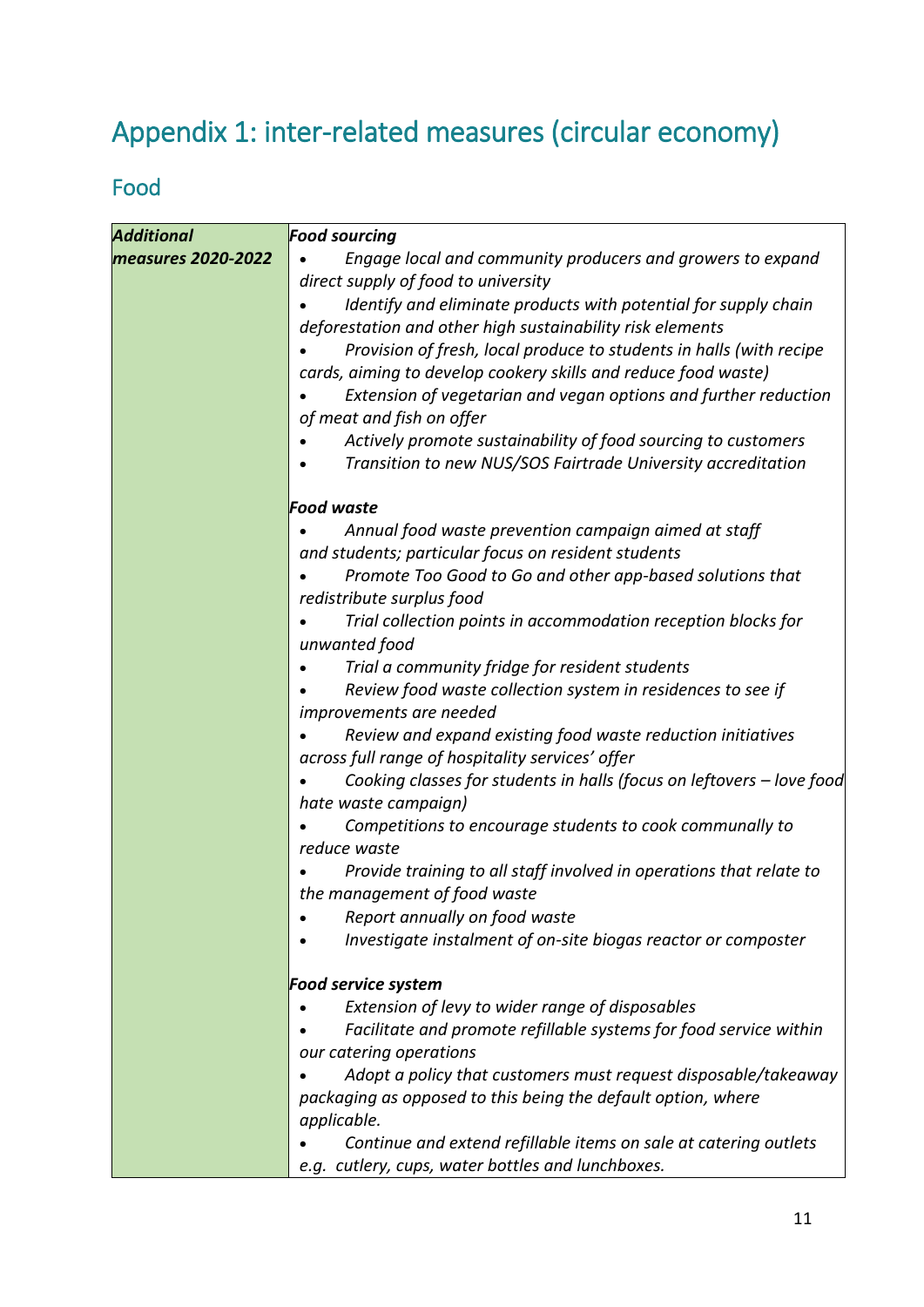# Appendix 1: inter-related measures (circular economy)

## Food

| ***Additional measures 2020-2022*** | ***Food sourcing*** <br>• *Engage local and community producers and growers to expand direct supply of food to university* <br>• *Identify and eliminate products with potential for supply chain deforestation and other high sustainability risk elements* <br>• *Provision of fresh, local produce to students in halls (with recipe cards, aiming to develop cookery skills and reduce food waste)* <br>• *Extension of vegetarian and vegan options and further reduction of meat and fish on offer* <br>• *Actively promote sustainability of food sourcing to customers* <br>• *Transition to new NUS/SOS Fairtrade University accreditation* <br><br>***Food waste*** <br>• *Annual food waste prevention campaign aimed at staff and students; particular focus on resident students* <br>• *Promote Too Good to Go and other app-based solutions that redistribute surplus food* <br>• *Trial collection points in accommodation reception blocks for unwanted food* <br>• *Trial a community fridge for resident students* <br>• *Review food waste collection system in residences to see if improvements are needed* <br>• *Review and expand existing food waste reduction initiatives across full range of hospitality services' offer* <br>• *Cooking classes for students in halls (focus on leftovers – love food hate waste campaign)* <br>• *Competitions to encourage students to cook communally to reduce waste* <br>• *Provide training to all staff involved in operations that relate to the management of food waste* <br>• *Report annually on food waste* <br>• *Investigate instalment of on-site biogas reactor or composter* <br><br>***Food service system*** <br>• *Extension of levy to wider range of disposables* <br>• *Facilitate and promote refillable systems for food service within our catering operations* <br>• *Adopt a policy that customers must request disposable/takeaway packaging as opposed to this being the default option, where applicable.* <br>• *Continue and extend refillable items on sale at catering outlets e.g. cutlery, cups, water bottles and lunchboxes.* |
|---|---|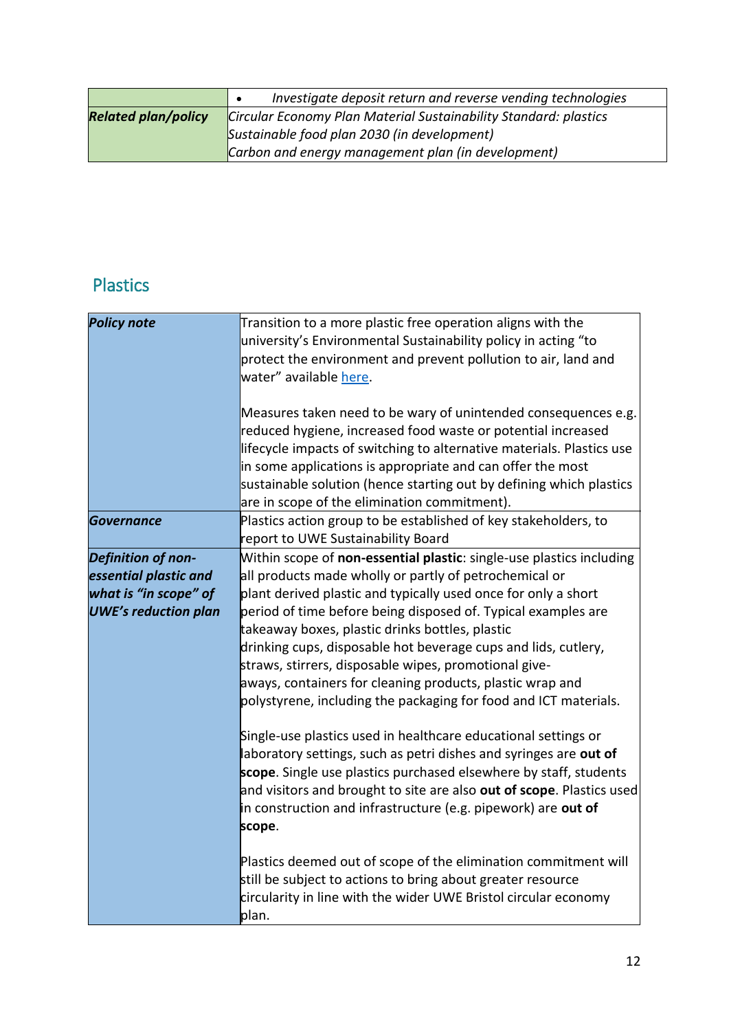| | • *Investigate deposit return and reverse vending technologies* |
|---|---|
| ***Related plan/policy*** | *Circular Economy Plan Material Sustainability Standard: plastics*<br>*Sustainable food plan 2030 (in development)*<br>*Carbon and energy management plan (in development)* |

## Plastics

| ***Policy note*** | Transition to a more plastic free operation aligns with the university's Environmental Sustainability policy in acting "to protect the environment and prevent pollution to air, land and water" available here.<br><br>Measures taken need to be wary of unintended consequences e.g. reduced hygiene, increased food waste or potential increased lifecycle impacts of switching to alternative materials. Plastics use in some applications is appropriate and can offer the most sustainable solution (hence starting out by defining which plastics are in scope of the elimination commitment). |
|---|---|
| ***Governance*** | Plastics action group to be established of key stakeholders, to report to UWE Sustainability Board |
| ***Definition of non-essential plastic and what is "in scope" of UWE's reduction plan*** | Within scope of **non-essential plastic**: single-use plastics including all products made wholly or partly of petrochemical or plant derived plastic and typically used once for only a short period of time before being disposed of. Typical examples are takeaway boxes, plastic drinks bottles, plastic drinking cups, disposable hot beverage cups and lids, cutlery, straws, stirrers, disposable wipes, promotional give-aways, containers for cleaning products, plastic wrap and polystyrene, including the packaging for food and ICT materials.<br><br>Single-use plastics used in healthcare educational settings or laboratory settings, such as petri dishes and syringes are **out of scope**. Single use plastics purchased elsewhere by staff, students and visitors and brought to site are also **out of scope**. Plastics used in construction and infrastructure (e.g. pipework) are **out of scope**.<br><br>Plastics deemed out of scope of the elimination commitment will still be subject to actions to bring about greater resource circularity in line with the wider UWE Bristol circular economy plan. |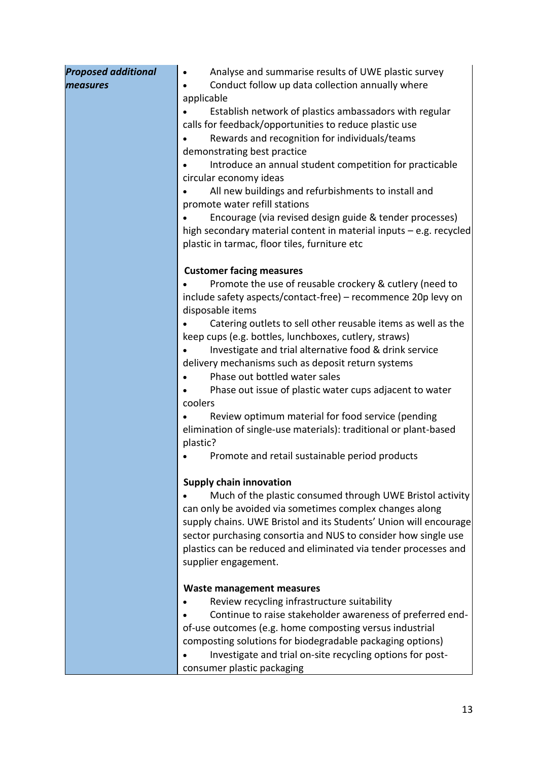| *Proposed additional measures* | • Analyse and summarise results of UWE plastic survey<br>• Conduct follow up data collection annually where applicable<br>• Establish network of plastics ambassadors with regular calls for feedback/opportunities to reduce plastic use<br>• Rewards and recognition for individuals/teams demonstrating best practice<br>• Introduce an annual student competition for practicable circular economy ideas<br>• All new buildings and refurbishments to install and promote water refill stations<br>• Encourage (via revised design guide & tender processes) high secondary material content in material inputs – e.g. recycled plastic in tarmac, floor tiles, furniture etc<br><br>**Customer facing measures**<br>• Promote the use of reusable crockery & cutlery (need to include safety aspects/contact-free) – recommence 20p levy on disposable items<br>• Catering outlets to sell other reusable items as well as the keep cups (e.g. bottles, lunchboxes, cutlery, straws)<br>• Investigate and trial alternative food & drink service delivery mechanisms such as deposit return systems<br>• Phase out bottled water sales<br>• Phase out issue of plastic water cups adjacent to water coolers<br>• Review optimum material for food service (pending elimination of single-use materials): traditional or plant-based plastic?<br>• Promote and retail sustainable period products<br><br>**Supply chain innovation**<br>• Much of the plastic consumed through UWE Bristol activity can only be avoided via sometimes complex changes along supply chains. UWE Bristol and its Students' Union will encourage sector purchasing consortia and NUS to consider how single use plastics can be reduced and eliminated via tender processes and supplier engagement.<br><br>**Waste management measures**<br>• Review recycling infrastructure suitability<br>• Continue to raise stakeholder awareness of preferred end-of-use outcomes (e.g. home composting versus industrial composting solutions for biodegradable packaging options)<br>• Investigate and trial on-site recycling options for post-consumer plastic packaging |
|---|---|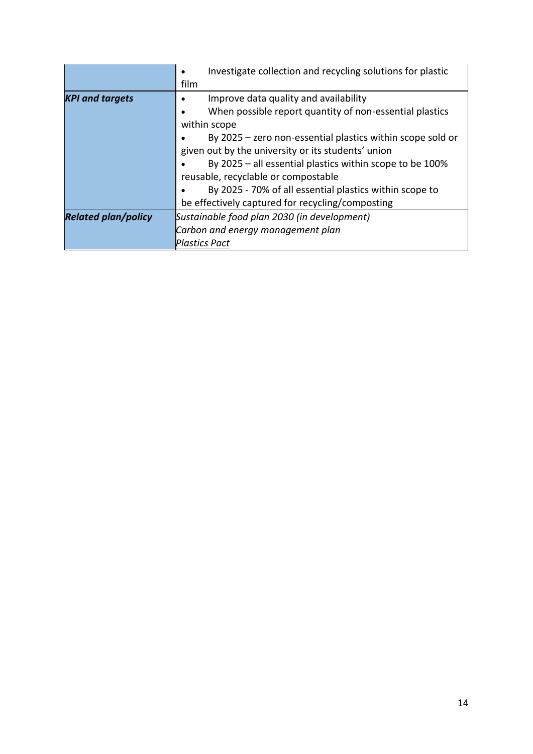| | |
|---|---|
| | • Investigate collection and recycling solutions for plastic film |
| ***KPI and targets*** | • Improve data quality and availability<br>• When possible report quantity of non-essential plastics within scope<br>• By 2025 – zero non-essential plastics within scope sold or given out by the university or its students' union<br>• By 2025 – all essential plastics within scope to be 100% reusable, recyclable or compostable<br>• By 2025 - 70% of all essential plastics within scope to be effectively captured for recycling/composting |
| ***Related plan/policy*** | *Sustainable food plan 2030 (in development)*<br>*Carbon and energy management plan*<br>*Plastics Pact* |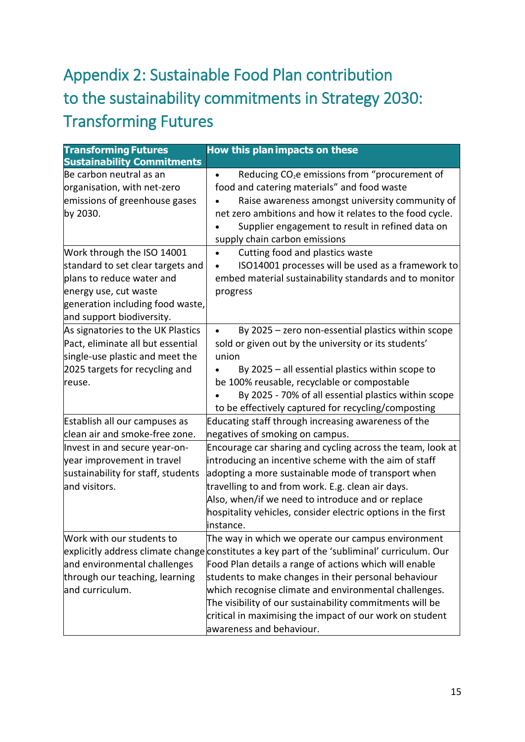# Appendix 2: Sustainable Food Plan contribution to the sustainability commitments in Strategy 2030: Transforming Futures

| Transforming Futures Sustainability Commitments | How this plan impacts on these |
| --- | --- |
| Be carbon neutral as an organisation, with net-zero emissions of greenhouse gases by 2030. | • Reducing $CO_2$e emissions from "procurement of food and catering materials" and food waste<br>• Raise awareness amongst university community of net zero ambitions and how it relates to the food cycle.<br>• Supplier engagement to result in refined data on supply chain carbon emissions |
| Work through the ISO 14001 standard to set clear targets and plans to reduce water and energy use, cut waste generation including food waste, and support biodiversity. | • Cutting food and plastics waste<br>• ISO14001 processes will be used as a framework to embed material sustainability standards and to monitor progress |
| As signatories to the UK Plastics Pact, eliminate all but essential single-use plastic and meet the 2025 targets for recycling and reuse. | • By 2025 – zero non-essential plastics within scope sold or given out by the university or its students' union<br>• By 2025 – all essential plastics within scope to be 100% reusable, recyclable or compostable<br>• By 2025 - 70% of all essential plastics within scope to be effectively captured for recycling/composting |
| Establish all our campuses as clean air and smoke-free zone. | Educating staff through increasing awareness of the negatives of smoking on campus. |
| Invest in and secure year-on-year improvement in travel sustainability for staff, students and visitors. | Encourage car sharing and cycling across the team, look at introducing an incentive scheme with the aim of staff adopting a more sustainable mode of transport when travelling to and from work. E.g. clean air days.<br>Also, when/if we need to introduce and or replace hospitality vehicles, consider electric options in the first instance. |
| Work with our students to explicitly address climate change and environmental challenges through our teaching, learning and curriculum. | The way in which we operate our campus environment constitutes a key part of the 'subliminal' curriculum. Our Food Plan details a range of actions which will enable students to make changes in their personal behaviour which recognise climate and environmental challenges. The visibility of our sustainability commitments will be critical in maximising the impact of our work on student awareness and behaviour. |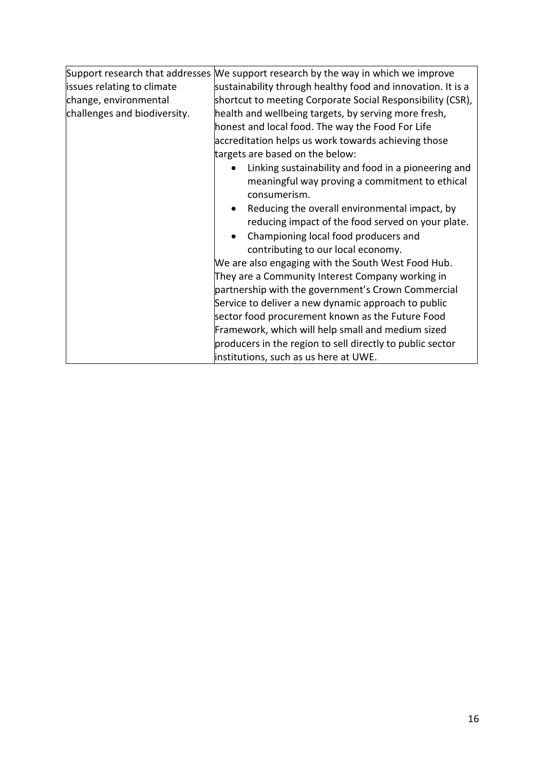| | |
|---|---|
| Support research that addresses issues relating to climate change, environmental challenges and biodiversity. | We support research by the way in which we improve sustainability through healthy food and innovation. It is a shortcut to meeting Corporate Social Responsibility (CSR), health and wellbeing targets, by serving more fresh, honest and local food. The way the Food For Life accreditation helps us work towards achieving those targets are based on the below:<br>• Linking sustainability and food in a pioneering and meaningful way proving a commitment to ethical consumerism.<br>• Reducing the overall environmental impact, by reducing impact of the food served on your plate.<br>• Championing local food producers and contributing to our local economy.<br>We are also engaging with the South West Food Hub. They are a Community Interest Company working in partnership with the government's Crown Commercial Service to deliver a new dynamic approach to public sector food procurement known as the Future Food Framework, which will help small and medium sized producers in the region to sell directly to public sector institutions, such as us here at UWE. |